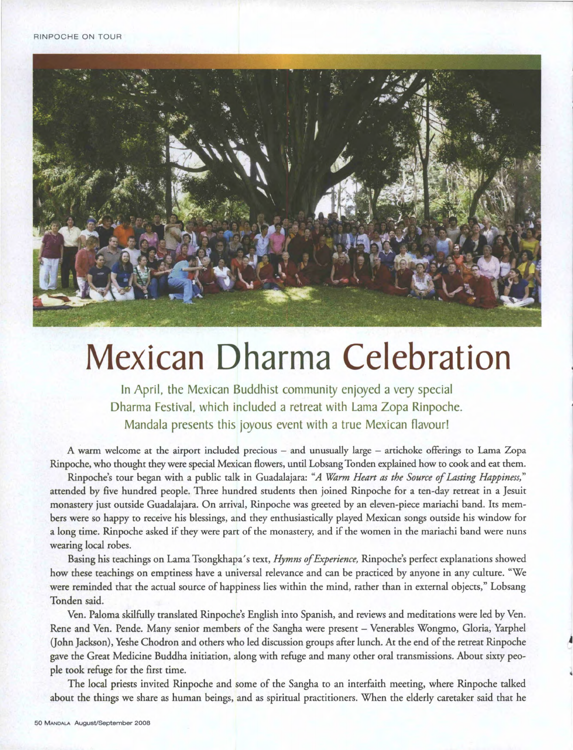# Mexican Dharma Celebration

In April, the Mexican Buddhist community enjoyed a very special Dharma Festival, which included a retreat with Lama Zopa Rinpoche. Mandala presents this joyous event with a true Mexican flavour!

A warm welcome at the airport included precious – and unusually large – artichoke offerings to Lama Zopa Rinpoche, who thought they were special Mexican flowers, until Lobsang Tonden explained how to cook and eat them.

Rinpoche's tour began with a public talk in Guadalajara: *"A Warm Heart as the Source of Lasting Happiness,"* attended by five hundred people. Three hundred students then joined Rinpoche for a ten-day retreat in a Jesuit monastery just outside Guadalajara. On arrival, Rinpoche was greeted by an eleven-piece mariachi band. Its members were so happy to receive his blessings, and they enthusiastically played Mexican songs outside his window for a long time. Rinpoche asked if they were part of the monastery, and if the women in the mariachi band were nuns wearing local robes.

Basing his teachings on Lama Tsongkhapa's text, *Hymns of Experience,* Rinpoche's perfect explanations showed how these teachings on emptiness have a universal relevance and can be practiced by anyone in any culture. "We were reminded that the actual source of happiness lies within the mind, rather than in external objects," Lobsang Tonden said.

Ven. Paloma skilfully translated Rinpoche's English into Spanish, and reviews and meditations were led by Ven. Rene and Ven. Pende. Many senior members of the Sangha were present – Venerables Wongmo, Gloria, Yarphel (John Jackson), Yeshe Chodron and others who led discussion groups after lunch. At the end of the retreat Rinpoche gave the Great Medicine Buddha initiation, along with refuge and many other oral transmissions. About sixty people took refuge for the first time.

The local priests invited Rinpoche and some of the Sangha to an interfaith meeting, where Rinpoche talked about the things we share as human beings, and as spiritual practitioners. When the elderly caretaker said that he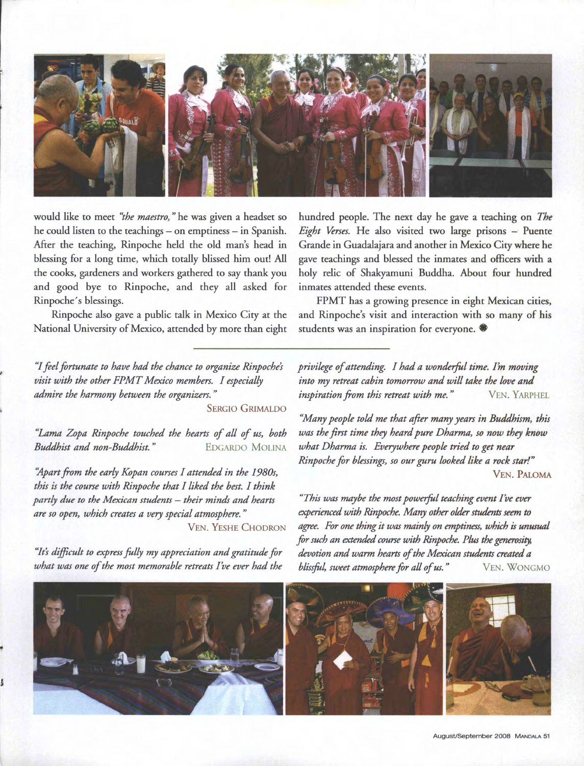would like to meet *"the maestro,"* he was given a headset so he could listen to the teachings – on emptiness – in Spanish. After the teaching, Rinpoche held the old man's head in blessing for a long time, which totally blissed him out! All the cooks, gardeners and workers gathered to say thank you and good bye to Rinpoche, and they all asked for Rinpoche's blessings.

Rinpoche also gave a public talk in Mexico City at the National University of Mexico, attended by more than eight hundred people. The next day he gave a teaching on *The Eight Verses.* He also visited two large prisons – Puente Grande in Guadalajara and another in Mexico City where he gave teachings and blessed the inmates and officers with a holy relic of Shakyamuni Buddha. About four hundred inmates attended these events.

FPMT has a growing presence in eight Mexican cities, and Rinpoche's visit and interaction with so many of his students was an inspiration for everyone.

---

*"I feel fortunate to have had the chance to organize Rinpoche's visit with the other FPMT Mexico members. I especially admire the harmony between the organizers."*
SERGIO GRIMALDO

*"Lama Zopa Rinpoche touched the hearts of all of us, both Buddhist and non-Buddhist."* EDGARDO MOLINA

*"Apart from the early Kopan courses I attended in the 1980s, this is the course with Rinpoche that I liked the best. I think partly due to the Mexican students – their minds and hearts are so open, which creates a very special atmosphere."*
VEN. YESHE CHODRON

*"It's difficult to express fully my appreciation and gratitude for what was one of the most memorable retreats I've ever had the privilege of attending. I had a wonderful time. I'm moving into my retreat cabin tomorrow and will take the love and inspiration from this retreat with me."* VEN. YARPHEL

*"Many people told me that after many years in Buddhism, this was the first time they heard pure Dharma, so now they know what Dharma is. Everywhere people tried to get near Rinpoche for blessings, so our guru looked like a rock star!"*
VEN. PALOMA

*"This was maybe the most powerful teaching event I've ever experienced with Rinpoche. Many other older students seem to agree. For one thing it was mainly on emptiness, which is unusual for such an extended course with Rinpoche. Plus the generosity, devotion and warm hearts of the Mexican students created a blissful, sweet atmosphere for all of us."* VEN. WONGMO